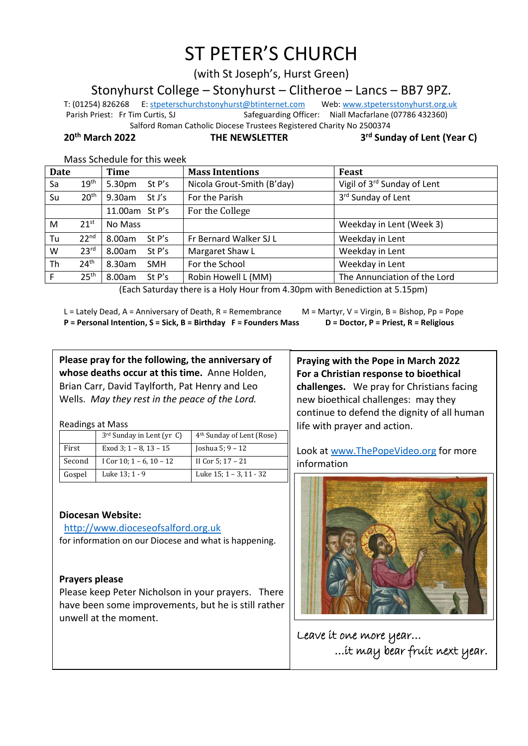# ST PETER'S CHURCH

(with St Joseph's, Hurst Green)

## Stonyhurst College – Stonyhurst – Clitheroe – Lancs – BB7 9PZ.

T: (01254) 826268 E: stpeterschurchstonyhurst@btinternet.com Web: www.stpetersstonyhurst.org.uk

Parish Priest: Fr Tim Curtis, SJ Safeguarding Officer: Niall Macfarlane (07786 432360)

Salford Roman Catholic Diocese Trustees Registered Charity No 2500374

**20th March 2022** **THE NEWSLETTER** **3rd Sunday of Lent (Year C)**

Mass Schedule for this week

| Date | | Time | | Mass Intentions | Feast |
|---|---|---|---|---|---|
| Sa | 19th | 5.30pm | St P's | Nicola Grout-Smith (B'day) | Vigil of 3rd Sunday of Lent |
| Su | 20th | 9.30am | St J's | For the Parish | 3rd Sunday of Lent |
| | | 11.00am | St P's | For the College | |
| M | 21st | No Mass | | | Weekday in Lent (Week 3) |
| Tu | 22nd | 8.00am | St P's | Fr Bernard Walker SJ L | Weekday in Lent |
| W | 23rd | 8.00am | St P's | Margaret Shaw L | Weekday in Lent |
| Th | 24th | 8.30am | SMH | For the School | Weekday in Lent |
| F | 25th | 8.00am | St P's | Robin Howell L (MM) | The Annunciation of the Lord |

(Each Saturday there is a Holy Hour from 4.30pm with Benediction at 5.15pm)

L = Lately Dead, A = Anniversary of Death, R = Remembrance M = Martyr, V = Virgin, B = Bishop, Pp = Pope
**P = Personal Intention, S = Sick, B = Birthday F = Founders Mass D = Doctor, P = Priest, R = Religious**

**Please pray for the following, the anniversary of whose deaths occur at this time.** Anne Holden, Brian Carr, David Taylforth, Pat Henry and Leo Wells. *May they rest in the peace of the Lord.*

Readings at Mass

| | 3rd Sunday in Lent (yr C) | 4th Sunday of Lent (Rose) |
|---|---|---|
| First | Exod 3; 1 – 8, 13 – 15 | Joshua 5; 9 – 12 |
| Second | I Cor 10; 1 – 6, 10 – 12 | II Cor 5; 17 – 21 |
| Gospel | Luke 13; 1 - 9 | Luke 15; 1 – 3, 11 - 32 |

**Diocesan Website:**
http://www.dioceseofsalford.org.uk
for information on our Diocese and what is happening.

**Prayers please**
Please keep Peter Nicholson in your prayers. There have been some improvements, but he is still rather unwell at the moment.

**Praying with the Pope in March 2022**
**For a Christian response to bioethical challenges.** We pray for Christians facing new bioethical challenges: may they continue to defend the dignity of all human life with prayer and action.

Look at www.ThePopeVideo.org for more information

*Leave it one more year…*
*…it may bear fruit next year.*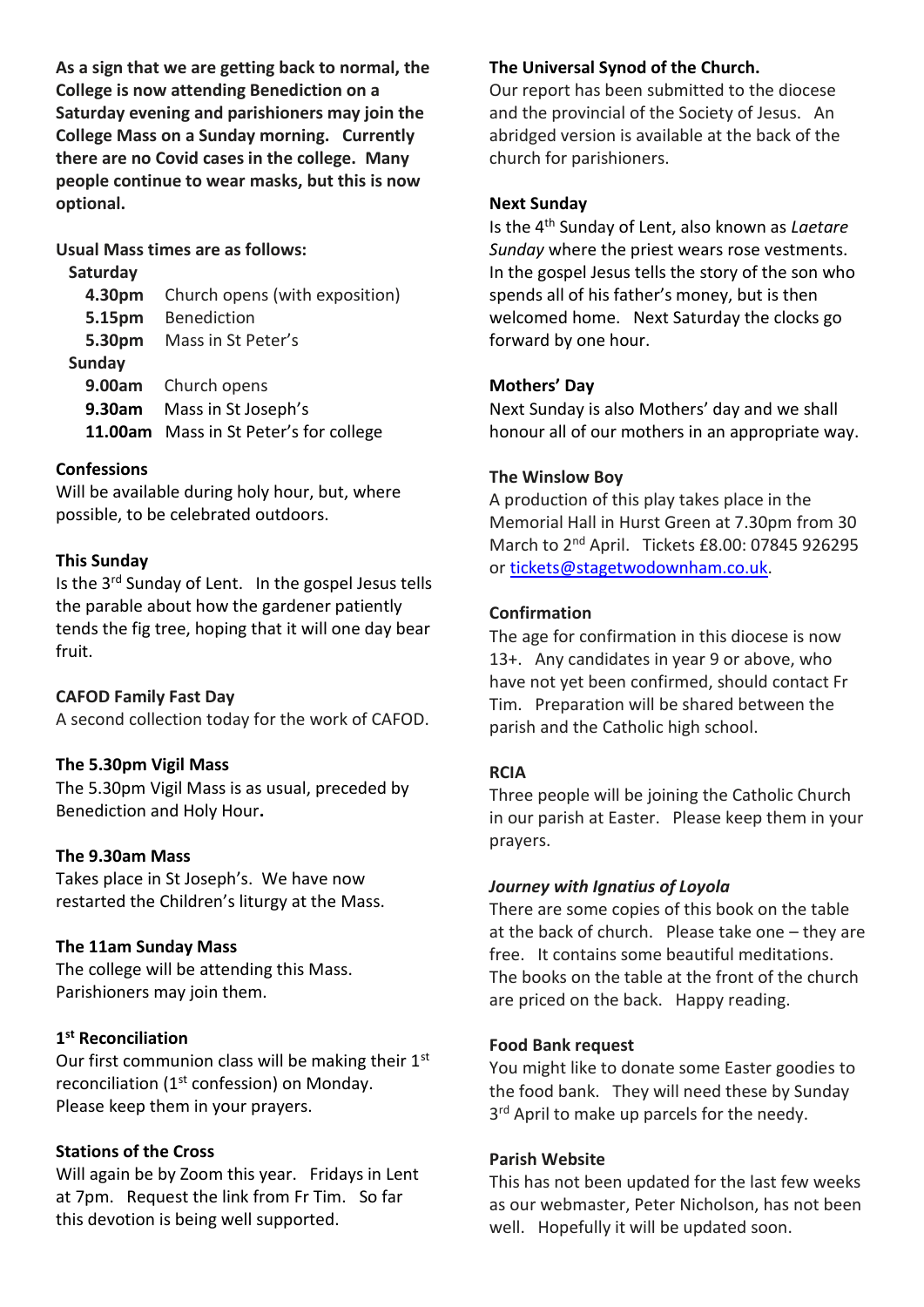**As a sign that we are getting back to normal, the College is now attending Benediction on a Saturday evening and parishioners may join the College Mass on a Sunday morning. Currently there are no Covid cases in the college. Many people continue to wear masks, but this is now optional.**

**Usual Mass times are as follows:**

**Saturday**

| | |
|---|---|
| **4.30pm** | Church opens (with exposition) |
| **5.15pm** | Benediction |
| **5.30pm** | Mass in St Peter's |

**Sunday**

| | |
|---|---|
| **9.00am** | Church opens |
| **9.30am** | Mass in St Joseph's |
| **11.00am** | Mass in St Peter's for college |

**Confessions**

Will be available during holy hour, but, where possible, to be celebrated outdoors.

**This Sunday**

Is the 3rd Sunday of Lent. In the gospel Jesus tells the parable about how the gardener patiently tends the fig tree, hoping that it will one day bear fruit.

**CAFOD Family Fast Day**

A second collection today for the work of CAFOD.

**The 5.30pm Vigil Mass**

The 5.30pm Vigil Mass is as usual, preceded by Benediction and Holy Hour**.**

**The 9.30am Mass**

Takes place in St Joseph's. We have now restarted the Children's liturgy at the Mass.

**The 11am Sunday Mass**

The college will be attending this Mass. Parishioners may join them.

**1st Reconciliation**

Our first communion class will be making their 1st reconciliation (1st confession) on Monday. Please keep them in your prayers.

**Stations of the Cross**

Will again be by Zoom this year. Fridays in Lent at 7pm. Request the link from Fr Tim. So far this devotion is being well supported.

**The Universal Synod of the Church.**

Our report has been submitted to the diocese and the provincial of the Society of Jesus. An abridged version is available at the back of the church for parishioners.

**Next Sunday**

Is the 4th Sunday of Lent, also known as *Laetare Sunday* where the priest wears rose vestments. In the gospel Jesus tells the story of the son who spends all of his father's money, but is then welcomed home. Next Saturday the clocks go forward by one hour.

**Mothers' Day**

Next Sunday is also Mothers' day and we shall honour all of our mothers in an appropriate way.

**The Winslow Boy**

A production of this play takes place in the Memorial Hall in Hurst Green at 7.30pm from 30 March to 2nd April. Tickets £8.00: 07845 926295 or tickets@stagetwodownham.co.uk.

**Confirmation**

The age for confirmation in this diocese is now 13+. Any candidates in year 9 or above, who have not yet been confirmed, should contact Fr Tim. Preparation will be shared between the parish and the Catholic high school.

**RCIA**

Three people will be joining the Catholic Church in our parish at Easter. Please keep them in your prayers.

***Journey with Ignatius of Loyola***

There are some copies of this book on the table at the back of church. Please take one – they are free. It contains some beautiful meditations. The books on the table at the front of the church are priced on the back. Happy reading.

**Food Bank request**

You might like to donate some Easter goodies to the food bank. They will need these by Sunday 3rd April to make up parcels for the needy.

**Parish Website**

This has not been updated for the last few weeks as our webmaster, Peter Nicholson, has not been well. Hopefully it will be updated soon.